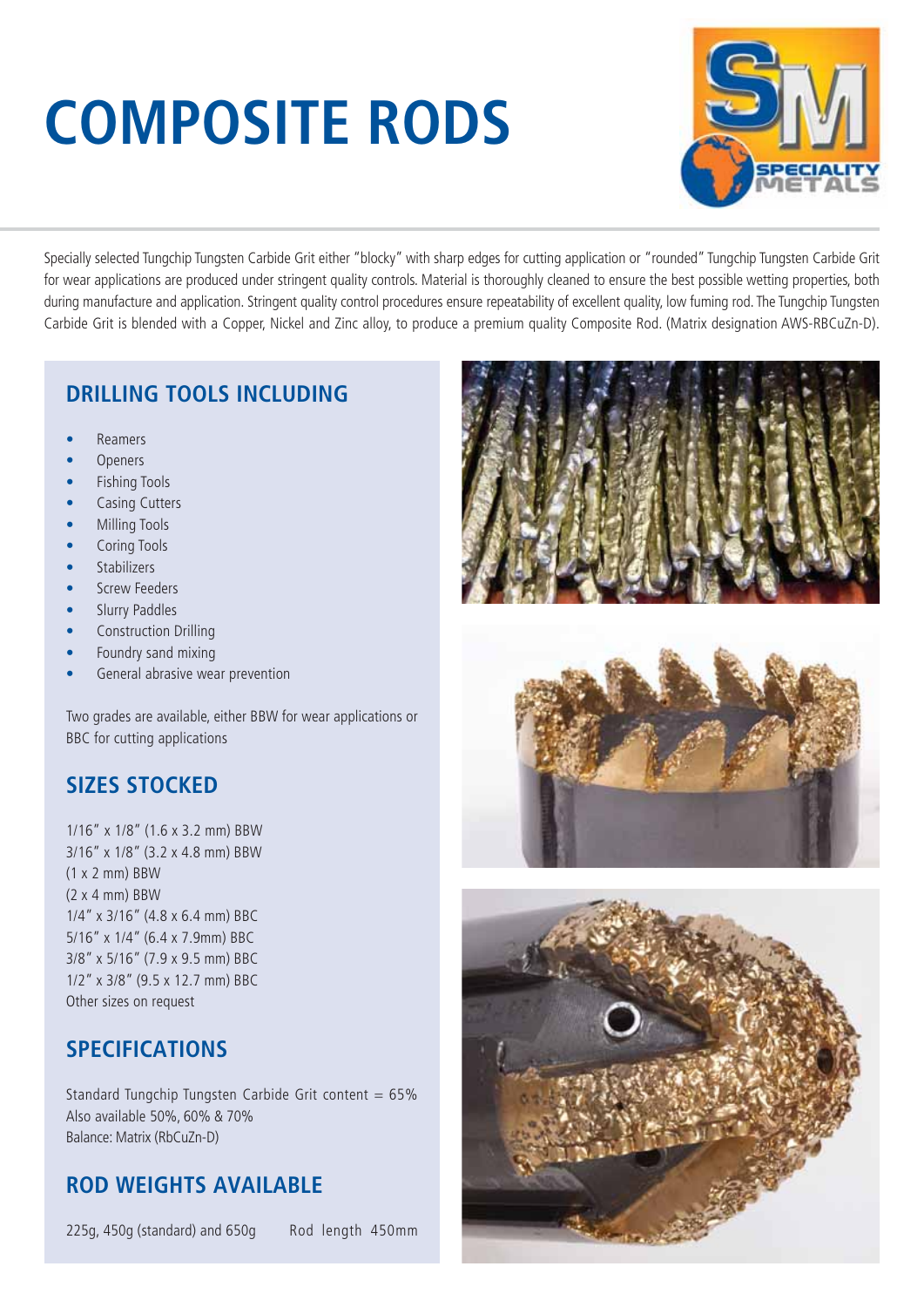# COMPOSITE RODS

Specially selected Tungchip Tungsten Carbide Grit either "blocky" with sharp edges for cutting application or "rounded" Tungchip Tungsten Carbide Grit for wear applications are produced under stringent quality controls. Material is thoroughly cleaned to ensure the best possible wetting properties, both during manufacture and application. Stringent quality control procedures ensure repeatability of excellent quality, low fuming rod. The Tungchip Tungsten Carbide Grit is blended with a Copper, Nickel and Zinc alloy, to produce a premium quality Composite Rod. (Matrix designation AWS-RBCuZn-D).

## DRILLING TOOLS INCLUDING

- Reamers
- Openers
- Fishing Tools
- Casing Cutters
- Milling Tools
- Coring Tools
- Stabilizers
- Screw Feeders
- Slurry Paddles
- Construction Drilling
- Foundry sand mixing
- General abrasive wear prevention

Two grades are available, either BBW for wear applications or BBC for cutting applications

## SIZES STOCKED

1/16" x 1/8" (1.6 x 3.2 mm) BBW  
3/16" x 1/8" (3.2 x 4.8 mm) BBW  
(1 x 2 mm) BBW  
(2 x 4 mm) BBW  
1/4" x 3/16" (4.8 x 6.4 mm) BBC  
5/16" x 1/4" (6.4 x 7.9mm) BBC  
3/8" x 5/16" (7.9 x 9.5 mm) BBC  
1/2" x 3/8" (9.5 x 12.7 mm) BBC  
Other sizes on request

## SPECIFICATIONS

Standard Tungchip Tungsten Carbide Grit content = 65%  
Also available 50%, 60% & 70%  
Balance: Matrix (RbCuZn-D)

## ROD WEIGHTS AVAILABLE

225g, 450g (standard) and 650g     Rod length 450mm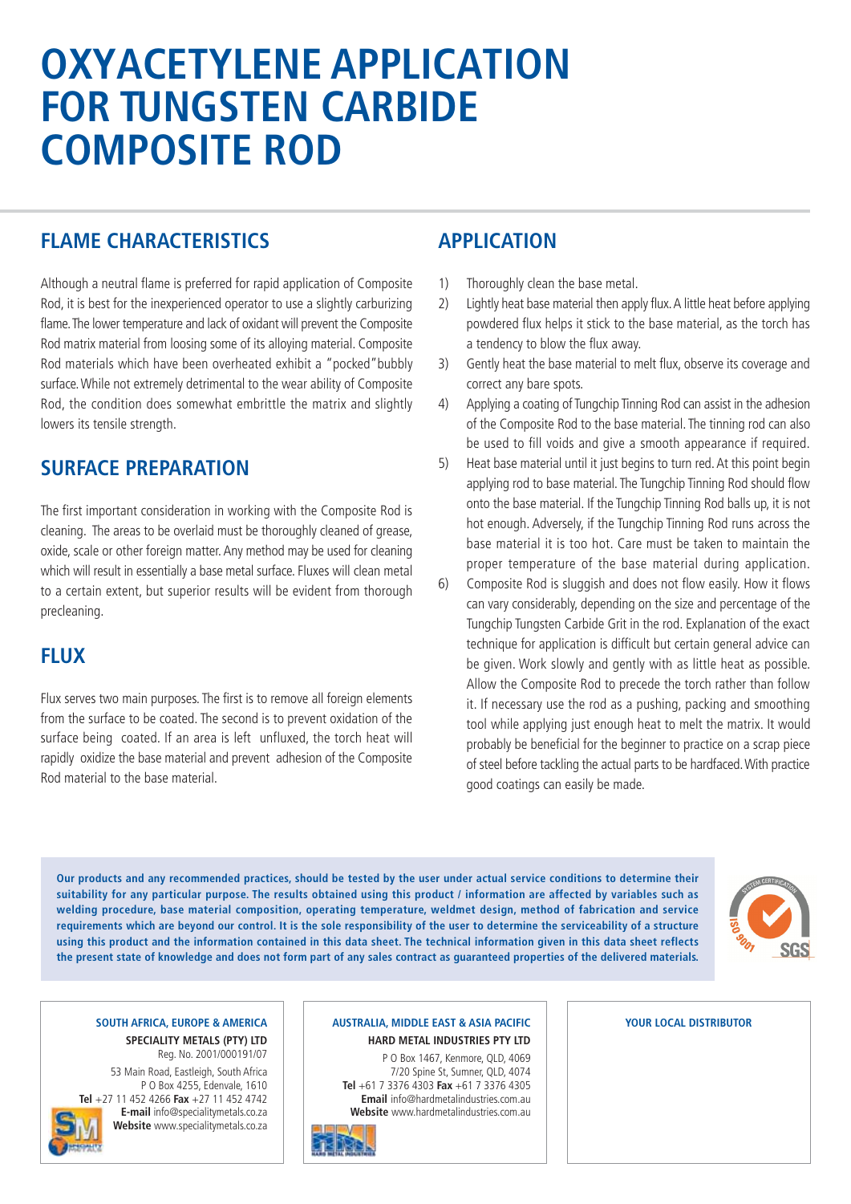# OXYACETYLENE APPLICATION FOR TUNGSTEN CARBIDE COMPOSITE ROD

## FLAME CHARACTERISTICS

Although a neutral flame is preferred for rapid application of Composite Rod, it is best for the inexperienced operator to use a slightly carburizing flame. The lower temperature and lack of oxidant will prevent the Composite Rod matrix material from loosing some of its alloying material. Composite Rod materials which have been overheated exhibit a "pocked" bubbly surface. While not extremely detrimental to the wear ability of Composite Rod, the condition does somewhat embrittle the matrix and slightly lowers its tensile strength.

## SURFACE PREPARATION

The first important consideration in working with the Composite Rod is cleaning. The areas to be overlaid must be thoroughly cleaned of grease, oxide, scale or other foreign matter. Any method may be used for cleaning which will result in essentially a base metal surface. Fluxes will clean metal to a certain extent, but superior results will be evident from thorough precleaning.

## FLUX

Flux serves two main purposes. The first is to remove all foreign elements from the surface to be coated. The second is to prevent oxidation of the surface being coated. If an area is left unfluxed, the torch heat will rapidly oxidize the base material and prevent adhesion of the Composite Rod material to the base material.

## APPLICATION

1) Thoroughly clean the base metal.
2) Lightly heat base material then apply flux. A little heat before applying powdered flux helps it stick to the base material, as the torch has a tendency to blow the flux away.
3) Gently heat the base material to melt flux, observe its coverage and correct any bare spots.
4) Applying a coating of Tungchip Tinning Rod can assist in the adhesion of the Composite Rod to the base material. The tinning rod can also be used to fill voids and give a smooth appearance if required.
5) Heat base material until it just begins to turn red. At this point begin applying rod to base material. The Tungchip Tinning Rod should flow onto the base material. If the Tungchip Tinning Rod balls up, it is not hot enough. Adversely, if the Tungchip Tinning Rod runs across the base material it is too hot. Care must be taken to maintain the proper temperature of the base material during application.
6) Composite Rod is sluggish and does not flow easily. How it flows can vary considerably, depending on the size and percentage of the Tungchip Tungsten Carbide Grit in the rod. Explanation of the exact technique for application is difficult but certain general advice can be given. Work slowly and gently with as little heat as possible. Allow the Composite Rod to precede the torch rather than follow it. If necessary use the rod as a pushing, packing and smoothing tool while applying just enough heat to melt the matrix. It would probably be beneficial for the beginner to practice on a scrap piece of steel before tackling the actual parts to be hardfaced. With practice good coatings can easily be made.

**Our products and any recommended practices, should be tested by the user under actual service conditions to determine their suitability for any particular purpose. The results obtained using this product / information are affected by variables such as welding procedure, base material composition, operating temperature, weldment design, method of fabrication and service requirements which are beyond our control. It is the sole responsibility of the user to determine the serviceability of a structure using this product and the information contained in this data sheet. The technical information given in this data sheet reflects the present state of knowledge and does not form part of any sales contract as guaranteed properties of the delivered materials.**

SYSTEM CERTIFICATION ISO 9001 SGS

**SOUTH AFRICA, EUROPE & AMERICA**
**SPECIALITY METALS (PTY) LTD**
Reg. No. 2001/000191/07
53 Main Road, Eastleigh, South Africa
P O Box 4255, Edenvale, 1610
**Tel** +27 11 452 4266 **Fax** +27 11 452 4742
**E-mail** info@specialitymetals.co.za
**Website** www.specialitymetals.co.za

**AUSTRALIA, MIDDLE EAST & ASIA PACIFIC**
**HARD METAL INDUSTRIES PTY LTD**
P O Box 1467, Kenmore, QLD, 4069
7/20 Spine St, Sumner, QLD, 4074
**Tel** +61 7 3376 4303 **Fax** +61 7 3376 4305
**Email** info@hardmetalindustries.com.au
**Website** www.hardmetalindustries.com.au

**YOUR LOCAL DISTRIBUTOR**